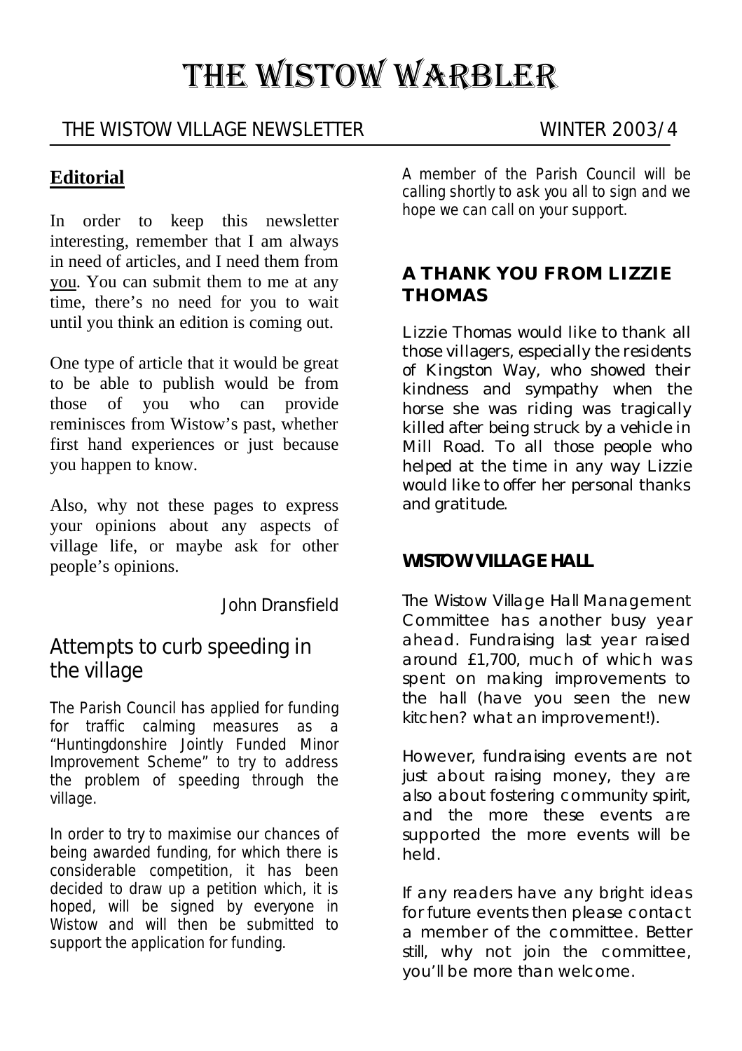# THE WISTOW WARBLER

THE WISTOW VILLAGE NEWSLETTER WINTER 2003/4

## Editorial

In order to keep this newsletter interesting, remember that I am always in need of articles, and I need them from you. You can submit them to me at any time, there's no need for you to wait until you think an edition is coming out.

One type of article that it would be great to be able to publish would be from those of you who can provide reminisces from Wistow's past, whether first hand experiences or just because you happen to know.

Also, why not these pages to express your opinions about any aspects of village life, or maybe ask for other people's opinions.

John Dransfield

## Attempts to curb speeding in the village

The Parish Council has applied for funding for traffic calming measures as a "Huntingdonshire Jointly Funded Minor Improvement Scheme" to try to address the problem of speeding through the village.

In order to try to maximise our chances of being awarded funding, for which there is considerable competition, it has been decided to draw up a petition which, it is hoped, will be signed by everyone in Wistow and will then be submitted to support the application for funding.

A member of the Parish Council will be calling shortly to ask you all to sign and we hope we can call on your support.

## A THANK YOU FROM LIZZIE THOMAS

Lizzie Thomas would like to thank all those villagers, especially the residents of Kingston Way, who showed their kindness and sympathy when the horse she was riding was tragically killed after being struck by a vehicle in Mill Road. To all those people who helped at the time in any way Lizzie would like to offer her personal thanks and gratitude.

## WISTOW VILLAGE HALL

The Wistow Village Hall Management Committee has another busy year ahead. Fundraising last year raised around £1,700, much of which was spent on making improvements to the hall (have you seen the new kitchen? what an improvement!).

However, fundraising events are not just about raising money, they are also about fostering community spirit, and the more these events are supported the more events will be held.

If any readers have any bright ideas for future events then please contact a member of the committee. Better still, why not join the committee, you'll be more than welcome.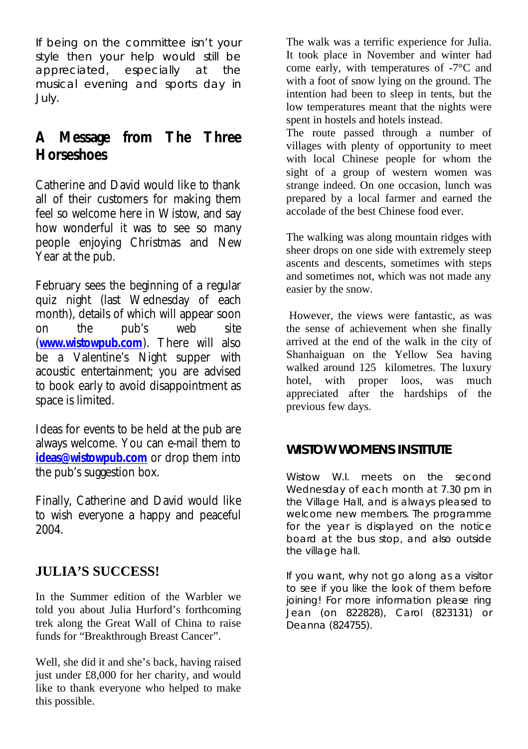If being on the committee isn't your style then your help would still be appreciated, especially at the musical evening and sports day in July.

## A Message from The Three Horseshoes

Catherine and David would like to thank all of their customers for making them feel so welcome here in Wistow, and say how wonderful it was to see so many people enjoying Christmas and New Year at the pub.

February sees the beginning of a regular quiz night (last Wednesday of each month), details of which will appear soon on the pub's web site (**www.wistowpub.com**). There will also be a Valentine's Night supper with acoustic entertainment; you are advised to book early to avoid disappointment as space is limited.

Ideas for events to be held at the pub are always welcome. You can e-mail them to **ideas@wistowpub.com** or drop them into the pub's suggestion box.

Finally, Catherine and David would like to wish everyone a happy and peaceful 2004.

## JULIA'S SUCCESS!

In the Summer edition of the Warbler we told you about Julia Hurford's forthcoming trek along the Great Wall of China to raise funds for "Breakthrough Breast Cancer".

Well, she did it and she's back, having raised just under £8,000 for her charity, and would like to thank everyone who helped to make this possible.

The walk was a terrific experience for Julia. It took place in November and winter had come early, with temperatures of -7°C and with a foot of snow lying on the ground. The intention had been to sleep in tents, but the low temperatures meant that the nights were spent in hostels and hotels instead.

The route passed through a number of villages with plenty of opportunity to meet with local Chinese people for whom the sight of a group of western women was strange indeed. On one occasion, lunch was prepared by a local farmer and earned the accolade of the best Chinese food ever.

The walking was along mountain ridges with sheer drops on one side with extremely steep ascents and descents, sometimes with steps and sometimes not, which was not made any easier by the snow.

However, the views were fantastic, as was the sense of achievement when she finally arrived at the end of the walk in the city of Shanhaiguan on the Yellow Sea having walked around 125 kilometres. The luxury hotel, with proper loos, was much appreciated after the hardships of the previous few days.

## WISTOW WOMENS INSTITUTE

Wistow W.I. meets on the second Wednesday of each month at 7.30 pm in the Village Hall, and is always pleased to welcome new members. The programme for the year is displayed on the notice board at the bus stop, and also outside the village hall.

If you want, why not go along as a visitor to see if you like the look of them before joining! For more information please ring Jean (on 822828), Carol (823131) or Deanna (824755).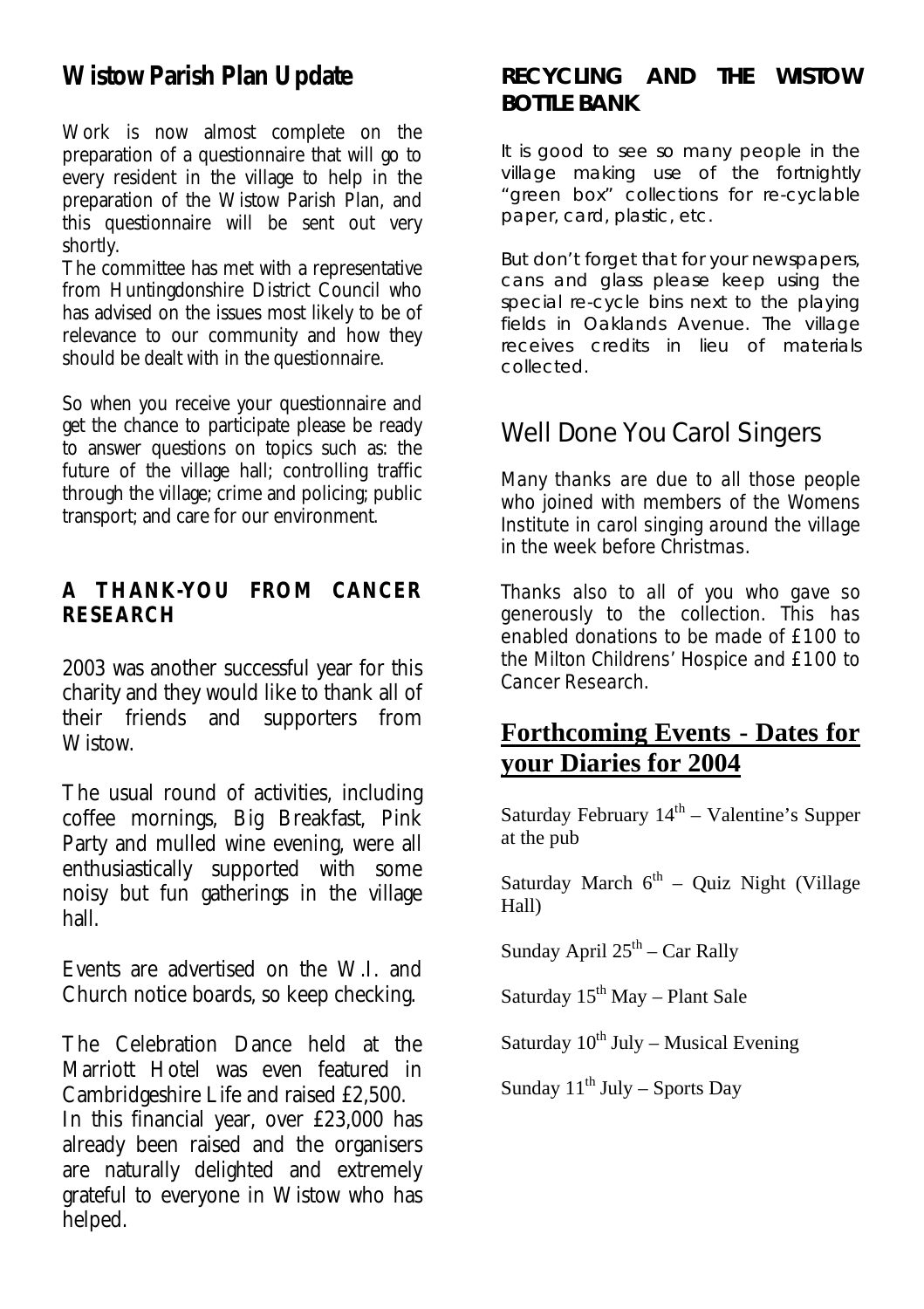## Wistow Parish Plan Update

Work is now almost complete on the preparation of a questionnaire that will go to every resident in the village to help in the preparation of the Wistow Parish Plan, and this questionnaire will be sent out very shortly.

The committee has met with a representative from Huntingdonshire District Council who has advised on the issues most likely to be of relevance to our community and how they should be dealt with in the questionnaire.

So when you receive your questionnaire and get the chance to participate please be ready to answer questions on topics such as: the future of the village hall; controlling traffic through the village; crime and policing; public transport; and care for our environment.

### A THANK-YOU FROM CANCER RESEARCH

2003 was another successful year for this charity and they would like to thank all of their friends and supporters from Wistow.

The usual round of activities, including coffee mornings, Big Breakfast, Pink Party and mulled wine evening, were all enthusiastically supported with some noisy but fun gatherings in the village hall.

Events are advertised on the W.I. and Church notice boards, so keep checking.

The Celebration Dance held at the Marriott Hotel was even featured in Cambridgeshire Life and raised £2,500.
In this financial year, over £23,000 has already been raised and the organisers are naturally delighted and extremely grateful to everyone in Wistow who has helped.

### RECYCLING AND THE WISTOW BOTTLE BANK

It is good to see so many people in the village making use of the fortnightly "green box" collections for re-cyclable paper, card, plastic, etc.

But don't forget that for your newspapers, cans and glass please keep using the special re-cycle bins next to the playing fields in Oaklands Avenue. The village receives credits in lieu of materials collected.

## Well Done You Carol Singers

Many thanks are due to all those people who joined with members of the Womens Institute in carol singing around the village in the week before Christmas.

Thanks also to all of you who gave so generously to the collection. This has enabled donations to be made of £100 to the Milton Childrens' Hospice and £100 to Cancer Research.

## Forthcoming Events - Dates for your Diaries for 2004

Saturday February 14th – Valentine's Supper at the pub

Saturday March 6th – Quiz Night (Village Hall)

Sunday April 25th – Car Rally

Saturday 15th May – Plant Sale

Saturday 10th July – Musical Evening

Sunday 11th July – Sports Day